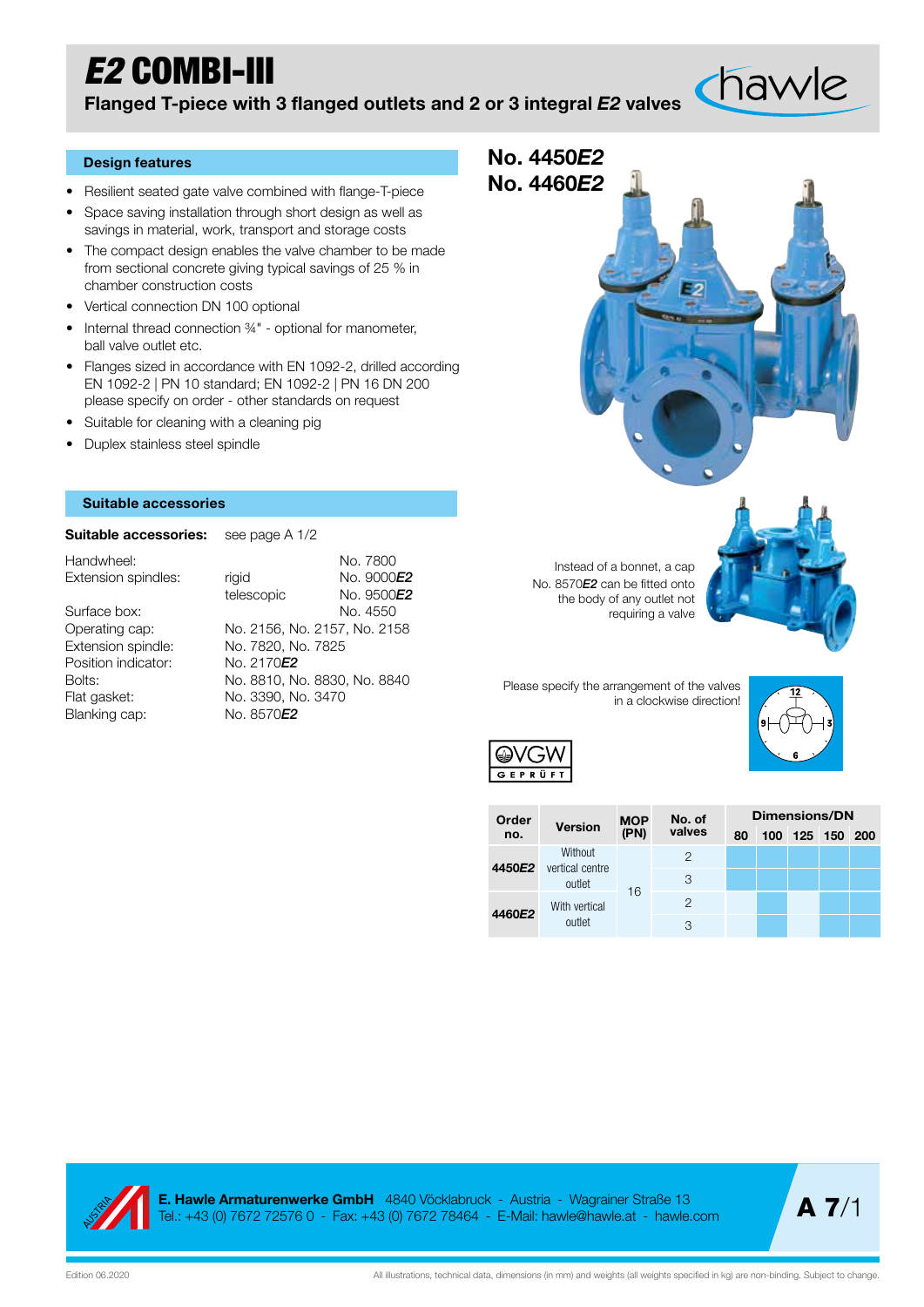# *E2* COMBI-III

**Flanged T-piece with 3 flanged outlets and 2 or 3 integral *E2* valves**

## Design features

- Resilient seated gate valve combined with flange-T-piece
- Space saving installation through short design as well as savings in material, work, transport and storage costs
- The compact design enables the valve chamber to be made from sectional concrete giving typical savings of 25 % in chamber construction costs
- Vertical connection DN 100 optional
- Internal thread connection ¾" - optional for manometer, ball valve outlet etc.
- Flanges sized in accordance with EN 1092-2, drilled according EN 1092-2 | PN 10 standard; EN 1092-2 | PN 16 DN 200 please specify on order - other standards on request
- Suitable for cleaning with a cleaning pig
- Duplex stainless steel spindle

## Suitable accessories

**Suitable accessories:** see page A 1/2

| | | |
|---|---|---|
| Handwheel: | | No. 7800 |
| Extension spindles: | rigid | No. 9000*E2* |
| | telescopic | No. 9500*E2* |
| Surface box: | | No. 4550 |
| Operating cap: | No. 2156, No. 2157, No. 2158 | |
| Extension spindle: | No. 7820, No. 7825 | |
| Position indicator: | No. 2170*E2* | |
| Bolts: | No. 8810, No. 8830, No. 8840 | |
| Flat gasket: | No. 3390, No. 3470 | |
| Blanking cap: | No. 8570*E2* | |

**No. 4450*E2***
**No. 4460*E2***

Instead of a bonnet, a cap No. 8570*E2* can be fitted onto the body of any outlet not requiring a valve

Please specify the arrangement of the valves in a clockwise direction!

| Order no. | Version | MOP (PN) | No. of valves | Dimensions/DN | | | | |
|---|---|---|---|---|---|---|---|---|
| | | | | 80 | 100 | 125 | 150 | 200 |
| 4450*E2* | Without vertical centre outlet | 16 | 2 | | | | | |
| | | | 3 | | | | | |
| 4460*E2* | With vertical outlet | | 2 | | | | | |
| | | | 3 | | | | | |

**E. Hawle Armaturenwerke GmbH** 4840 Vöcklabruck - Austria - Wagrainer Straße 13
Tel.: +43 (0) 7672 72576 0 - Fax: +43 (0) 7672 78464 - E-Mail: hawle@hawle.at - hawle.com

Edition 06.2020

All illustrations, technical data, dimensions (in mm) and weights (all weights specified in kg) are non-binding. Subject to change.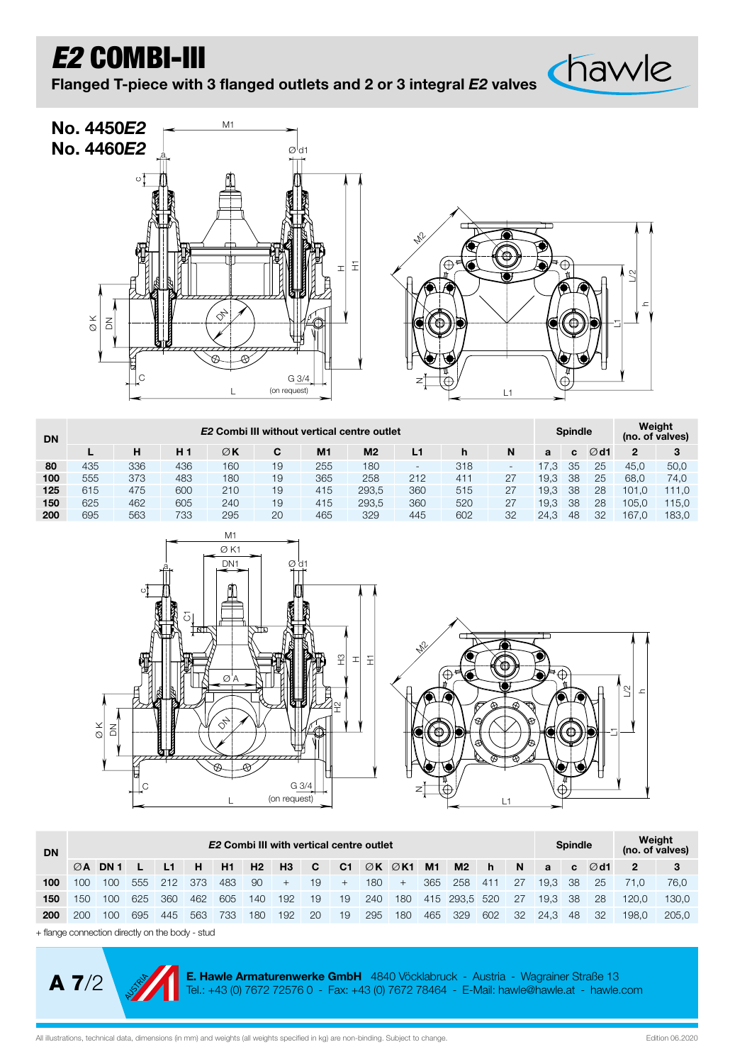# *E2* COMBI-III

**Flanged T-piece with 3 flanged outlets and 2 or 3 integral *E2* valves**

hawle

## No. 4450*E2*
## No. 4460*E2*

M1
Ø d1
a
c
H
H1
Ø K
DN
DN
C
G 3/4
(on request)
L
M2
L/2
h
L1
N
L1

| DN | *E2* Combi III without vertical centre outlet | | | | | | | | | | Spindle | | | Weight (no. of valves) | |
|---|---|---|---|---|---|---|---|---|---|---|---|---|---|---|---|
| | L | H | H 1 | ØK | C | M1 | M2 | L1 | h | N | a | c | Ød1 | 2 | 3 |
| **80** | 435 | 336 | 436 | 160 | 19 | 255 | 180 | - | 318 | - | 17,3 | 35 | 25 | 45,0 | 50,0 |
| **100** | 555 | 373 | 483 | 180 | 19 | 365 | 258 | 212 | 411 | 27 | 19,3 | 38 | 25 | 68,0 | 74,0 |
| **125** | 615 | 475 | 600 | 210 | 19 | 415 | 293,5 | 360 | 515 | 27 | 19,3 | 38 | 28 | 101,0 | 111,0 |
| **150** | 625 | 462 | 605 | 240 | 19 | 415 | 293,5 | 360 | 520 | 27 | 19,3 | 38 | 28 | 105,0 | 115,0 |
| **200** | 695 | 563 | 733 | 295 | 20 | 465 | 329 | 445 | 602 | 32 | 24,3 | 48 | 32 | 167,0 | 183,0 |

M1
Ø K1
DN1
Ø d1
a
c
C1
Ø A
H3
H
H1
H2
Ø K
DN
DN
C
G 3/4
(on request)
L
M2
L/2
h
L1
N
L1

| DN | *E2* Combi III with vertical centre outlet | | | | | | | | | | | | | | | | Spindle | | | Weight (no. of valves) | |
|---|---|---|---|---|---|---|---|---|---|---|---|---|---|---|---|---|---|---|---|---|---|
| | ØA | DN 1 | L | L1 | H | H1 | H2 | H3 | C | C1 | ØK | ØK1 | M1 | M2 | h | N | a | c | Ød1 | 2 | 3 |
| **100** | 100 | 100 | 555 | 212 | 373 | 483 | 90 | + | 19 | + | 180 | + | 365 | 258 | 411 | 27 | 19,3 | 38 | 25 | 71,0 | 76,0 |
| **150** | 150 | 100 | 625 | 360 | 462 | 605 | 140 | 192 | 19 | 19 | 240 | 180 | 415 | 293,5 | 520 | 27 | 19,3 | 38 | 28 | 120,0 | 130,0 |
| **200** | 200 | 100 | 695 | 445 | 563 | 733 | 180 | 192 | 20 | 19 | 295 | 180 | 465 | 329 | 602 | 32 | 24,3 | 48 | 32 | 198,0 | 205,0 |

+ flange connection directly on the body - stud

**A 7**/2

AUSTRIA

**E. Hawle Armaturenwerke GmbH** 4840 Vöcklabruck - Austria - Wagrainer Straße 13
Tel.: +43 (0) 7672 72576 0 - Fax: +43 (0) 7672 78464 - E-Mail: hawle@hawle.at - hawle.com

All illustrations, technical data, dimensions (in mm) and weights (all weights specified in kg) are non-binding. Subject to change.

Edition 06.2020